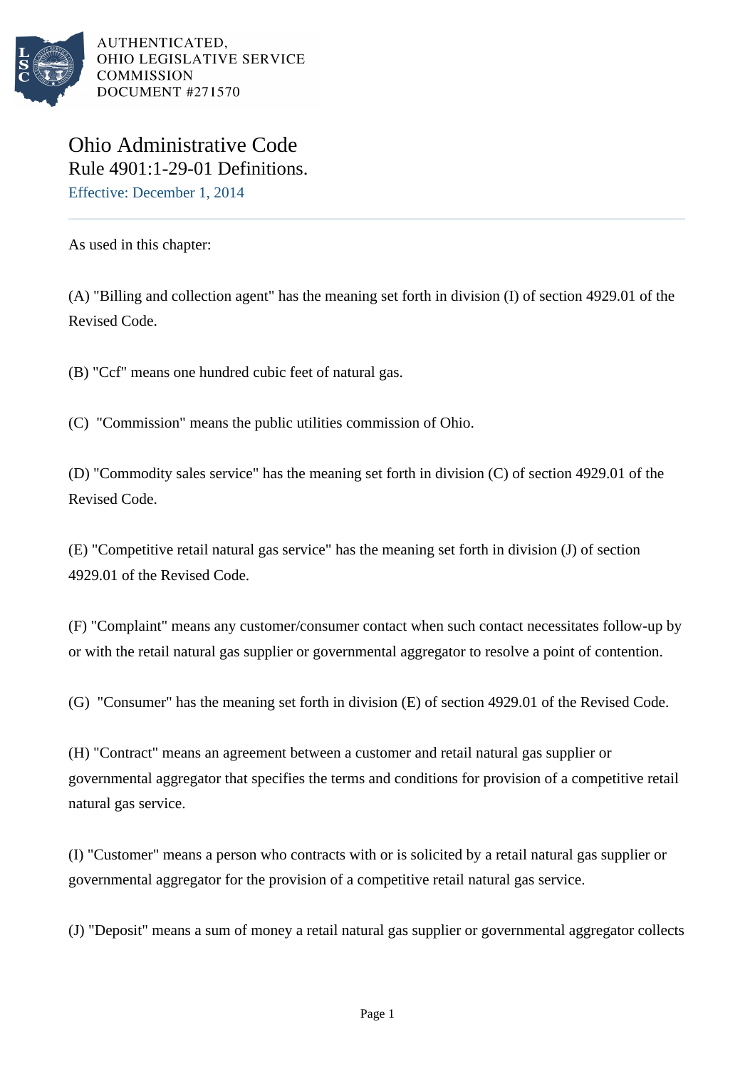AUTHENTICATED,
OHIO LEGISLATIVE SERVICE
COMMISSION
DOCUMENT #271570

# Ohio Administrative Code

## Rule 4901:1-29-01 Definitions.

Effective: December 1, 2014

As used in this chapter:

(A) "Billing and collection agent" has the meaning set forth in division (I) of section 4929.01 of the Revised Code.

(B) "Ccf" means one hundred cubic feet of natural gas.

(C) "Commission" means the public utilities commission of Ohio.

(D) "Commodity sales service" has the meaning set forth in division (C) of section 4929.01 of the Revised Code.

(E) "Competitive retail natural gas service" has the meaning set forth in division (J) of section 4929.01 of the Revised Code.

(F) "Complaint" means any customer/consumer contact when such contact necessitates follow-up by or with the retail natural gas supplier or governmental aggregator to resolve a point of contention.

(G) "Consumer" has the meaning set forth in division (E) of section 4929.01 of the Revised Code.

(H) "Contract" means an agreement between a customer and retail natural gas supplier or governmental aggregator that specifies the terms and conditions for provision of a competitive retail natural gas service.

(I) "Customer" means a person who contracts with or is solicited by a retail natural gas supplier or governmental aggregator for the provision of a competitive retail natural gas service.

(J) "Deposit" means a sum of money a retail natural gas supplier or governmental aggregator collects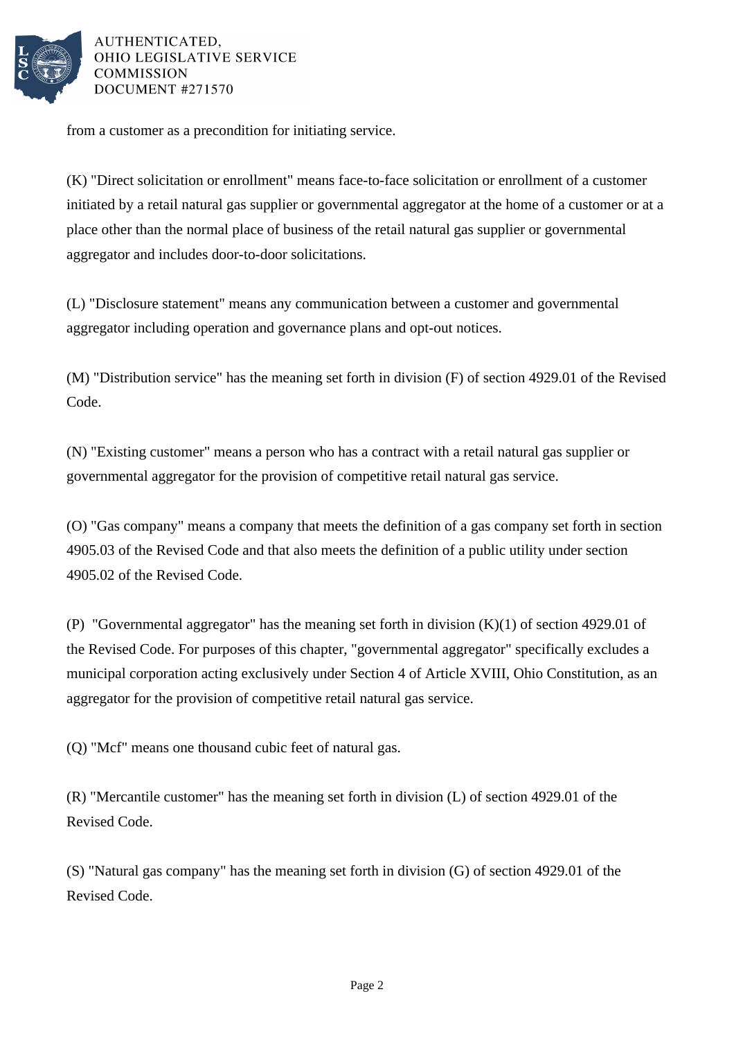from a customer as a precondition for initiating service.

(K) "Direct solicitation or enrollment" means face-to-face solicitation or enrollment of a customer initiated by a retail natural gas supplier or governmental aggregator at the home of a customer or at a place other than the normal place of business of the retail natural gas supplier or governmental aggregator and includes door-to-door solicitations.

(L) "Disclosure statement" means any communication between a customer and governmental aggregator including operation and governance plans and opt-out notices.

(M) "Distribution service" has the meaning set forth in division (F) of section 4929.01 of the Revised Code.

(N) "Existing customer" means a person who has a contract with a retail natural gas supplier or governmental aggregator for the provision of competitive retail natural gas service.

(O) "Gas company" means a company that meets the definition of a gas company set forth in section 4905.03 of the Revised Code and that also meets the definition of a public utility under section 4905.02 of the Revised Code.

(P) "Governmental aggregator" has the meaning set forth in division (K)(1) of section 4929.01 of the Revised Code. For purposes of this chapter, "governmental aggregator" specifically excludes a municipal corporation acting exclusively under Section 4 of Article XVIII, Ohio Constitution, as an aggregator for the provision of competitive retail natural gas service.

(Q) "Mcf" means one thousand cubic feet of natural gas.

(R) "Mercantile customer" has the meaning set forth in division (L) of section 4929.01 of the Revised Code.

(S) "Natural gas company" has the meaning set forth in division (G) of section 4929.01 of the Revised Code.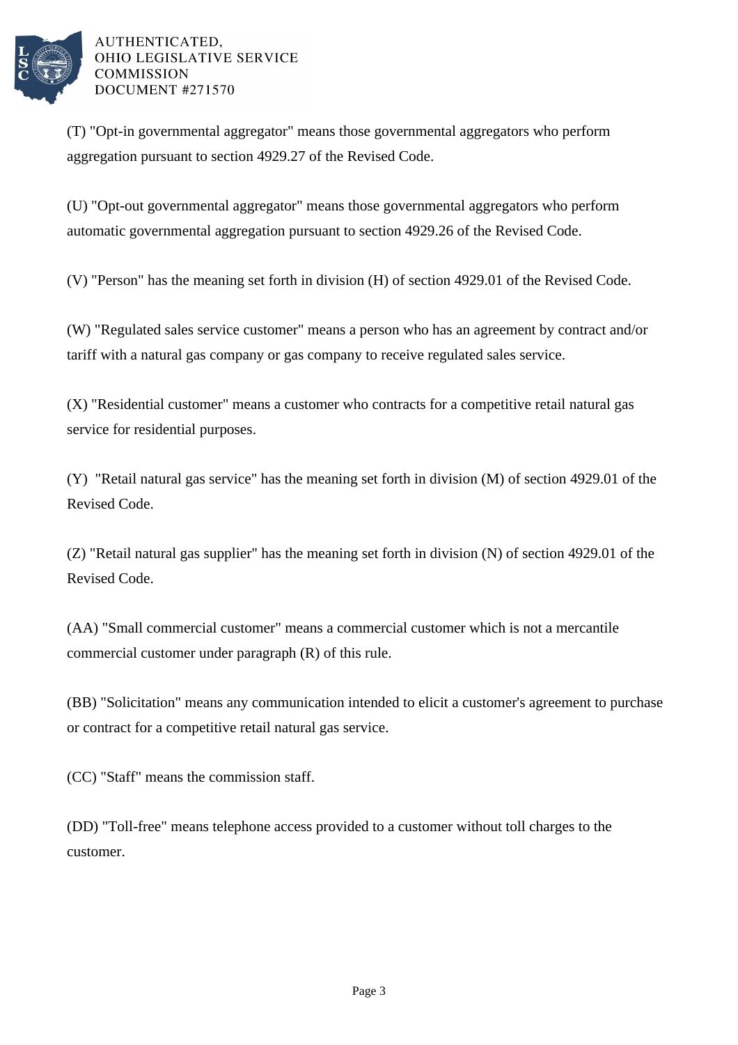(T) "Opt-in governmental aggregator" means those governmental aggregators who perform aggregation pursuant to section 4929.27 of the Revised Code.

(U) "Opt-out governmental aggregator" means those governmental aggregators who perform automatic governmental aggregation pursuant to section 4929.26 of the Revised Code.

(V) "Person" has the meaning set forth in division (H) of section 4929.01 of the Revised Code.

(W) "Regulated sales service customer" means a person who has an agreement by contract and/or tariff with a natural gas company or gas company to receive regulated sales service.

(X) "Residential customer" means a customer who contracts for a competitive retail natural gas service for residential purposes.

(Y) "Retail natural gas service" has the meaning set forth in division (M) of section 4929.01 of the Revised Code.

(Z) "Retail natural gas supplier" has the meaning set forth in division (N) of section 4929.01 of the Revised Code.

(AA) "Small commercial customer" means a commercial customer which is not a mercantile commercial customer under paragraph (R) of this rule.

(BB) "Solicitation" means any communication intended to elicit a customer's agreement to purchase or contract for a competitive retail natural gas service.

(CC) "Staff" means the commission staff.

(DD) "Toll-free" means telephone access provided to a customer without toll charges to the customer.